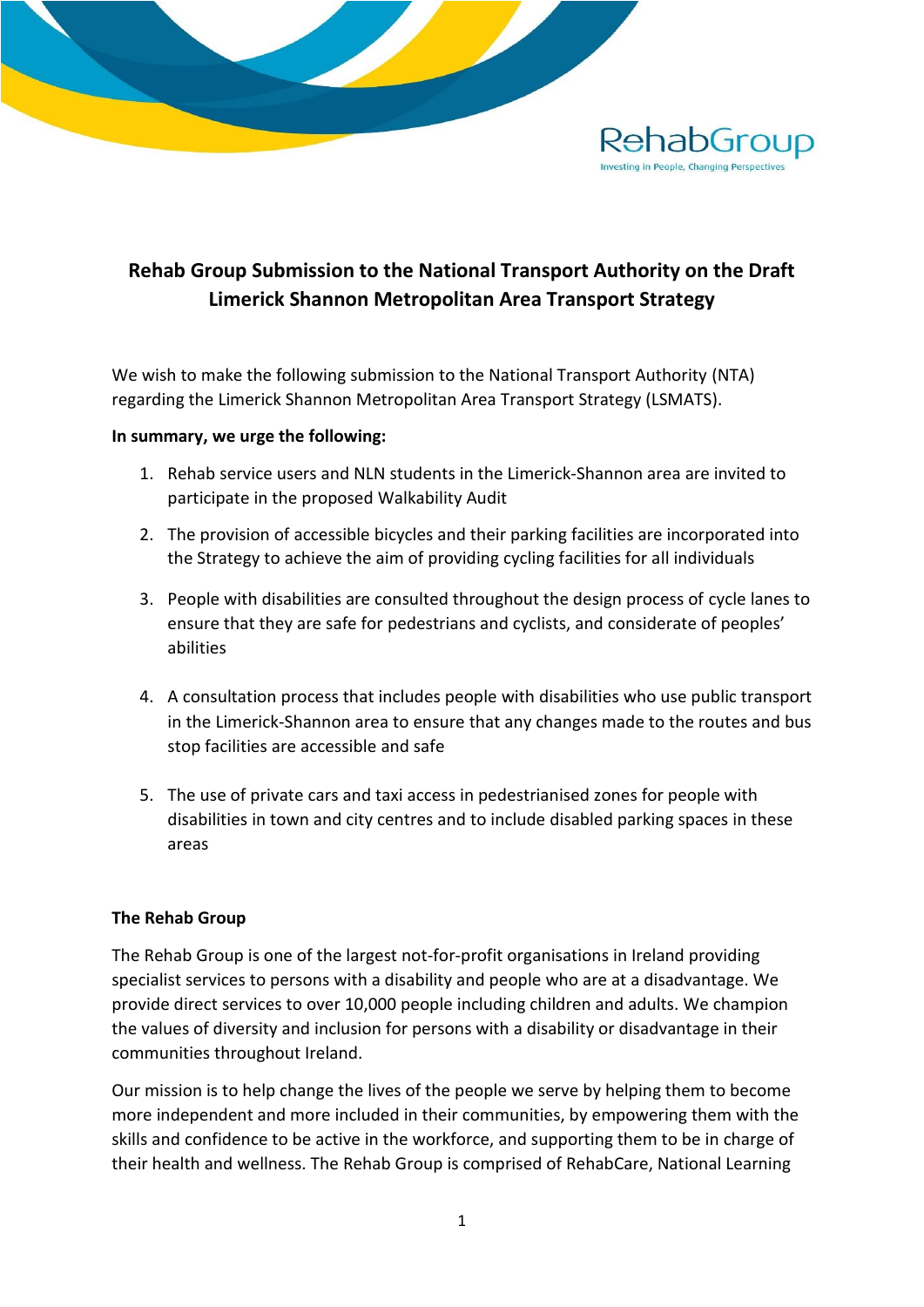# Rehab Group Submission to the National Transport Authority on the Draft Limerick Shannon Metropolitan Area Transport Strategy

We wish to make the following submission to the National Transport Authority (NTA) regarding the Limerick Shannon Metropolitan Area Transport Strategy (LSMATS).

**In summary, we urge the following:**

1. Rehab service users and NLN students in the Limerick-Shannon area are invited to participate in the proposed Walkability Audit
2. The provision of accessible bicycles and their parking facilities are incorporated into the Strategy to achieve the aim of providing cycling facilities for all individuals
3. People with disabilities are consulted throughout the design process of cycle lanes to ensure that they are safe for pedestrians and cyclists, and considerate of peoples' abilities
4. A consultation process that includes people with disabilities who use public transport in the Limerick-Shannon area to ensure that any changes made to the routes and bus stop facilities are accessible and safe
5. The use of private cars and taxi access in pedestrianised zones for people with disabilities in town and city centres and to include disabled parking spaces in these areas

**The Rehab Group**

The Rehab Group is one of the largest not-for-profit organisations in Ireland providing specialist services to persons with a disability and people who are at a disadvantage. We provide direct services to over 10,000 people including children and adults. We champion the values of diversity and inclusion for persons with a disability or disadvantage in their communities throughout Ireland.

Our mission is to help change the lives of the people we serve by helping them to become more independent and more included in their communities, by empowering them with the skills and confidence to be active in the workforce, and supporting them to be in charge of their health and wellness. The Rehab Group is comprised of RehabCare, National Learning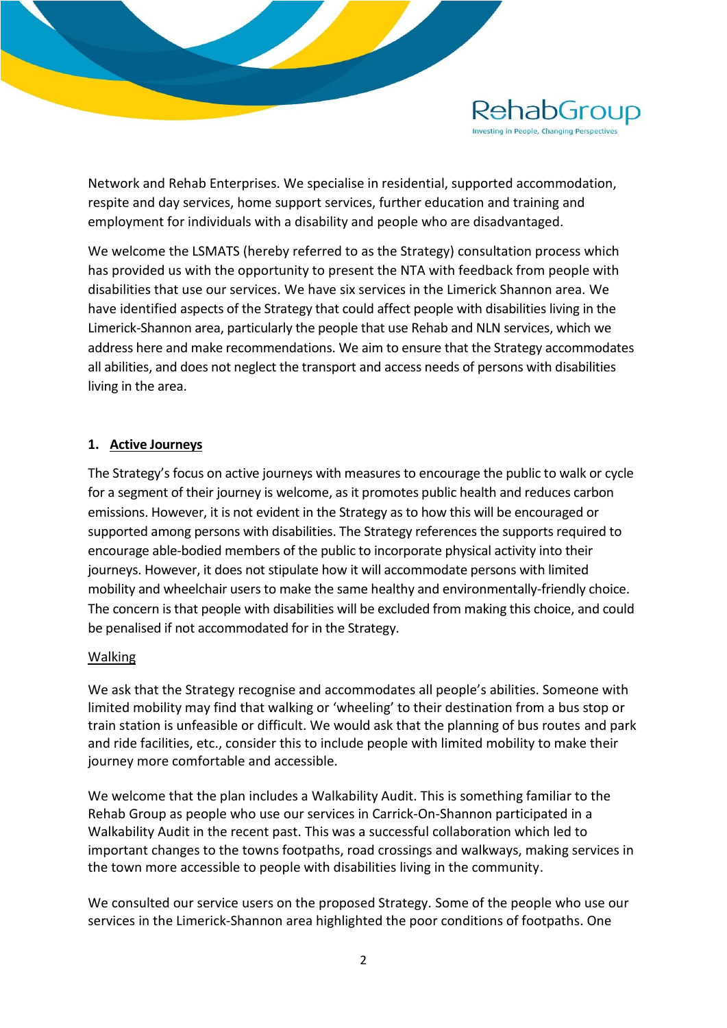Network and Rehab Enterprises. We specialise in residential, supported accommodation, respite and day services, home support services, further education and training and employment for individuals with a disability and people who are disadvantaged.

We welcome the LSMATS (hereby referred to as the Strategy) consultation process which has provided us with the opportunity to present the NTA with feedback from people with disabilities that use our services. We have six services in the Limerick Shannon area. We have identified aspects of the Strategy that could affect people with disabilities living in the Limerick-Shannon area, particularly the people that use Rehab and NLN services, which we address here and make recommendations. We aim to ensure that the Strategy accommodates all abilities, and does not neglect the transport and access needs of persons with disabilities living in the area.

## 1. Active Journeys

The Strategy's focus on active journeys with measures to encourage the public to walk or cycle for a segment of their journey is welcome, as it promotes public health and reduces carbon emissions. However, it is not evident in the Strategy as to how this will be encouraged or supported among persons with disabilities. The Strategy references the supports required to encourage able-bodied members of the public to incorporate physical activity into their journeys. However, it does not stipulate how it will accommodate persons with limited mobility and wheelchair users to make the same healthy and environmentally-friendly choice. The concern is that people with disabilities will be excluded from making this choice, and could be penalised if not accommodated for in the Strategy.

### Walking

We ask that the Strategy recognise and accommodates all people's abilities. Someone with limited mobility may find that walking or 'wheeling' to their destination from a bus stop or train station is unfeasible or difficult. We would ask that the planning of bus routes and park and ride facilities, etc., consider this to include people with limited mobility to make their journey more comfortable and accessible.

We welcome that the plan includes a Walkability Audit. This is something familiar to the Rehab Group as people who use our services in Carrick-On-Shannon participated in a Walkability Audit in the recent past. This was a successful collaboration which led to important changes to the towns footpaths, road crossings and walkways, making services in the town more accessible to people with disabilities living in the community.

We consulted our service users on the proposed Strategy. Some of the people who use our services in the Limerick-Shannon area highlighted the poor conditions of footpaths. One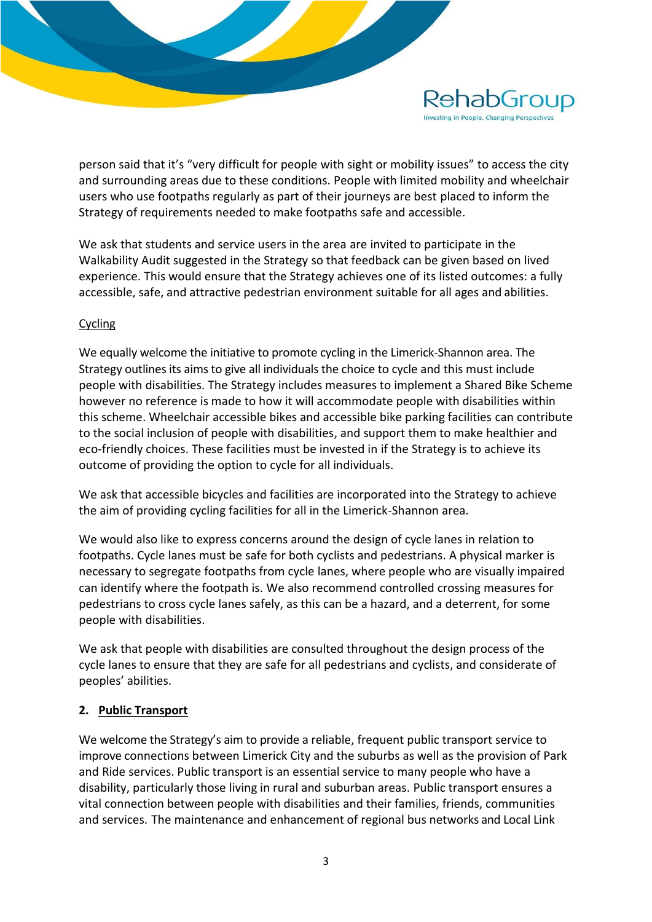person said that it's "very difficult for people with sight or mobility issues" to access the city and surrounding areas due to these conditions. People with limited mobility and wheelchair users who use footpaths regularly as part of their journeys are best placed to inform the Strategy of requirements needed to make footpaths safe and accessible.

We ask that students and service users in the area are invited to participate in the Walkability Audit suggested in the Strategy so that feedback can be given based on lived experience. This would ensure that the Strategy achieves one of its listed outcomes: a fully accessible, safe, and attractive pedestrian environment suitable for all ages and abilities.

### Cycling

We equally welcome the initiative to promote cycling in the Limerick-Shannon area. The Strategy outlines its aims to give all individuals the choice to cycle and this must include people with disabilities. The Strategy includes measures to implement a Shared Bike Scheme however no reference is made to how it will accommodate people with disabilities within this scheme. Wheelchair accessible bikes and accessible bike parking facilities can contribute to the social inclusion of people with disabilities, and support them to make healthier and eco-friendly choices. These facilities must be invested in if the Strategy is to achieve its outcome of providing the option to cycle for all individuals.

We ask that accessible bicycles and facilities are incorporated into the Strategy to achieve the aim of providing cycling facilities for all in the Limerick-Shannon area.

We would also like to express concerns around the design of cycle lanes in relation to footpaths. Cycle lanes must be safe for both cyclists and pedestrians. A physical marker is necessary to segregate footpaths from cycle lanes, where people who are visually impaired can identify where the footpath is. We also recommend controlled crossing measures for pedestrians to cross cycle lanes safely, as this can be a hazard, and a deterrent, for some people with disabilities.

We ask that people with disabilities are consulted throughout the design process of the cycle lanes to ensure that they are safe for all pedestrians and cyclists, and considerate of peoples' abilities.

## 2. Public Transport

We welcome the Strategy's aim to provide a reliable, frequent public transport service to improve connections between Limerick City and the suburbs as well as the provision of Park and Ride services. Public transport is an essential service to many people who have a disability, particularly those living in rural and suburban areas. Public transport ensures a vital connection between people with disabilities and their families, friends, communities and services. The maintenance and enhancement of regional bus networks and Local Link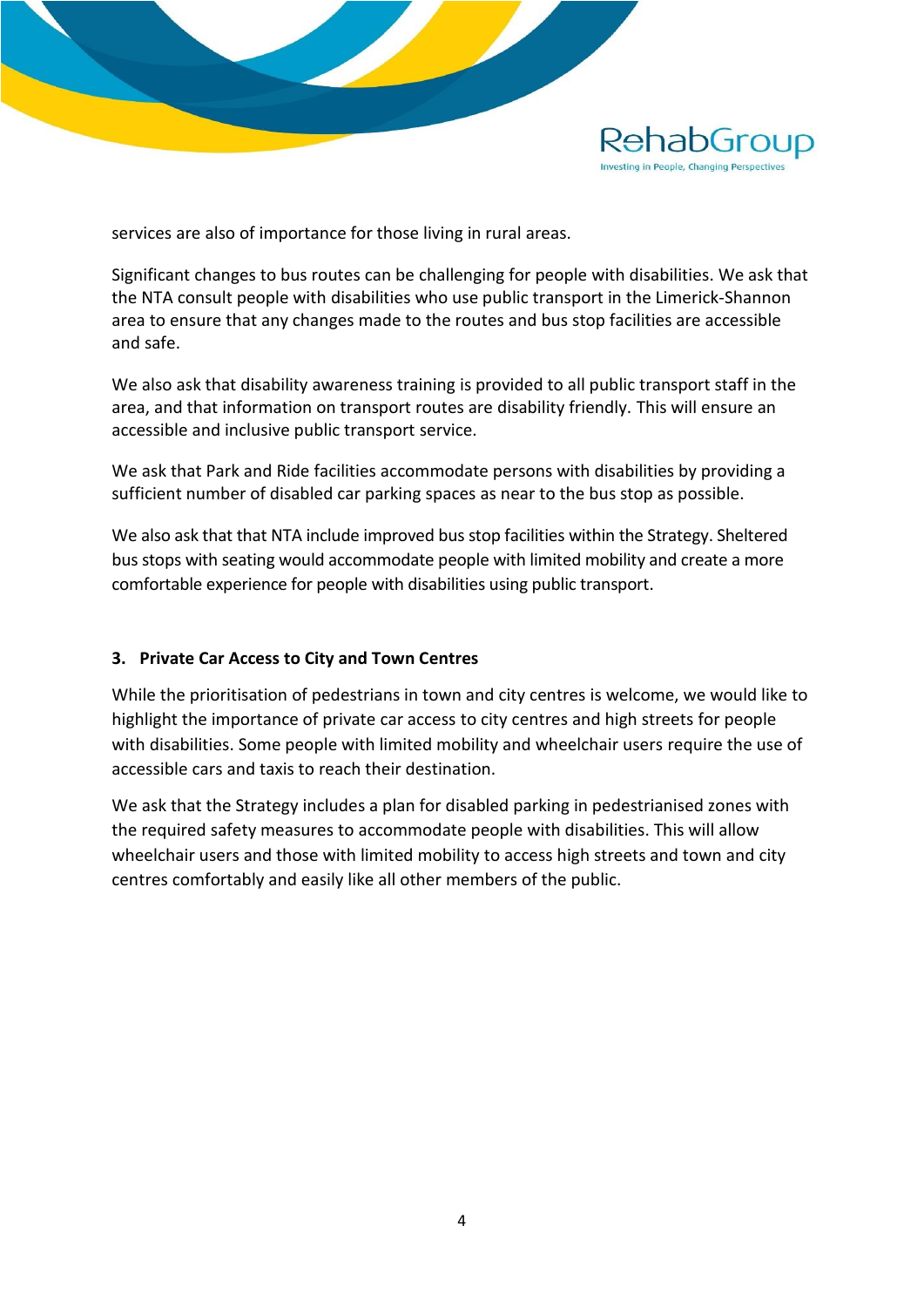services are also of importance for those living in rural areas.

Significant changes to bus routes can be challenging for people with disabilities. We ask that the NTA consult people with disabilities who use public transport in the Limerick-Shannon area to ensure that any changes made to the routes and bus stop facilities are accessible and safe.

We also ask that disability awareness training is provided to all public transport staff in the area, and that information on transport routes are disability friendly. This will ensure an accessible and inclusive public transport service.

We ask that Park and Ride facilities accommodate persons with disabilities by providing a sufficient number of disabled car parking spaces as near to the bus stop as possible.

We also ask that that NTA include improved bus stop facilities within the Strategy. Sheltered bus stops with seating would accommodate people with limited mobility and create a more comfortable experience for people with disabilities using public transport.

### 3. Private Car Access to City and Town Centres

While the prioritisation of pedestrians in town and city centres is welcome, we would like to highlight the importance of private car access to city centres and high streets for people with disabilities. Some people with limited mobility and wheelchair users require the use of accessible cars and taxis to reach their destination.

We ask that the Strategy includes a plan for disabled parking in pedestrianised zones with the required safety measures to accommodate people with disabilities. This will allow wheelchair users and those with limited mobility to access high streets and town and city centres comfortably and easily like all other members of the public.